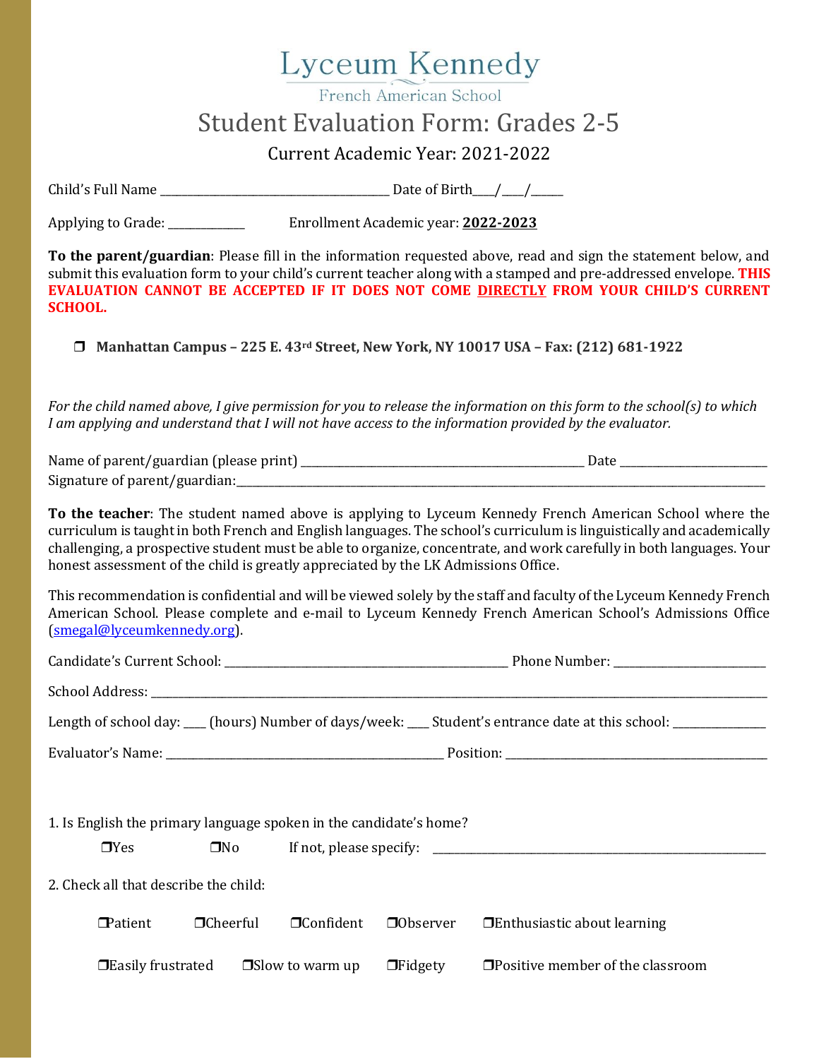# Lyceum Kennedy

French American School

## Student Evaluation Form: Grades 2-5

Current Academic Year: 2021-2022

Child's Full Name ______________________________ Date of Birth___/___/_____

Applying to Grade: ___________ Enrollment Academic year: **2022-2023**

**To the parent/guardian**: Please fill in the information requested above, read and sign the statement below, and submit this evaluation form to your child's current teacher along with a stamped and pre-addressed envelope. **THIS EVALUATION CANNOT BE ACCEPTED IF IT DOES NOT COME DIRECTLY FROM YOUR CHILD'S CURRENT SCHOOL.**

❒ **Manhattan Campus – 225 E. 43rd Street, New York, NY 10017 USA – Fax: (212) 681-1922**

*For the child named above, I give permission for you to release the information on this form to the school(s) to which I am applying and understand that I will not have access to the information provided by the evaluator.*

Name of parent/guardian (please print) ______________________________ Date ________________

Signature of parent/guardian:____________________________________________________________

**To the teacher**: The student named above is applying to Lyceum Kennedy French American School where the curriculum is taught in both French and English languages. The school's curriculum is linguistically and academically challenging, a prospective student must be able to organize, concentrate, and work carefully in both languages. Your honest assessment of the child is greatly appreciated by the LK Admissions Office.

This recommendation is confidential and will be viewed solely by the staff and faculty of the Lyceum Kennedy French American School. Please complete and e-mail to Lyceum Kennedy French American School's Admissions Office (smegal@lyceumkennedy.org).

Candidate's Current School: ______________________________ Phone Number: ________________

School Address: ____________________________________________________________

Length of school day: ___ (hours) Number of days/week: ___ Student's entrance date at this school: __________

Evaluator's Name: ______________________________ Position: ______________________________

1. Is English the primary language spoken in the candidate's home?

   ❒Yes ❒No If not, please specify: ______________________________

2. Check all that describe the child:

   ❒Patient ❒Cheerful ❒Confident ❒Observer ❒Enthusiastic about learning

   ❒Easily frustrated ❒Slow to warm up ❒Fidgety ❒Positive member of the classroom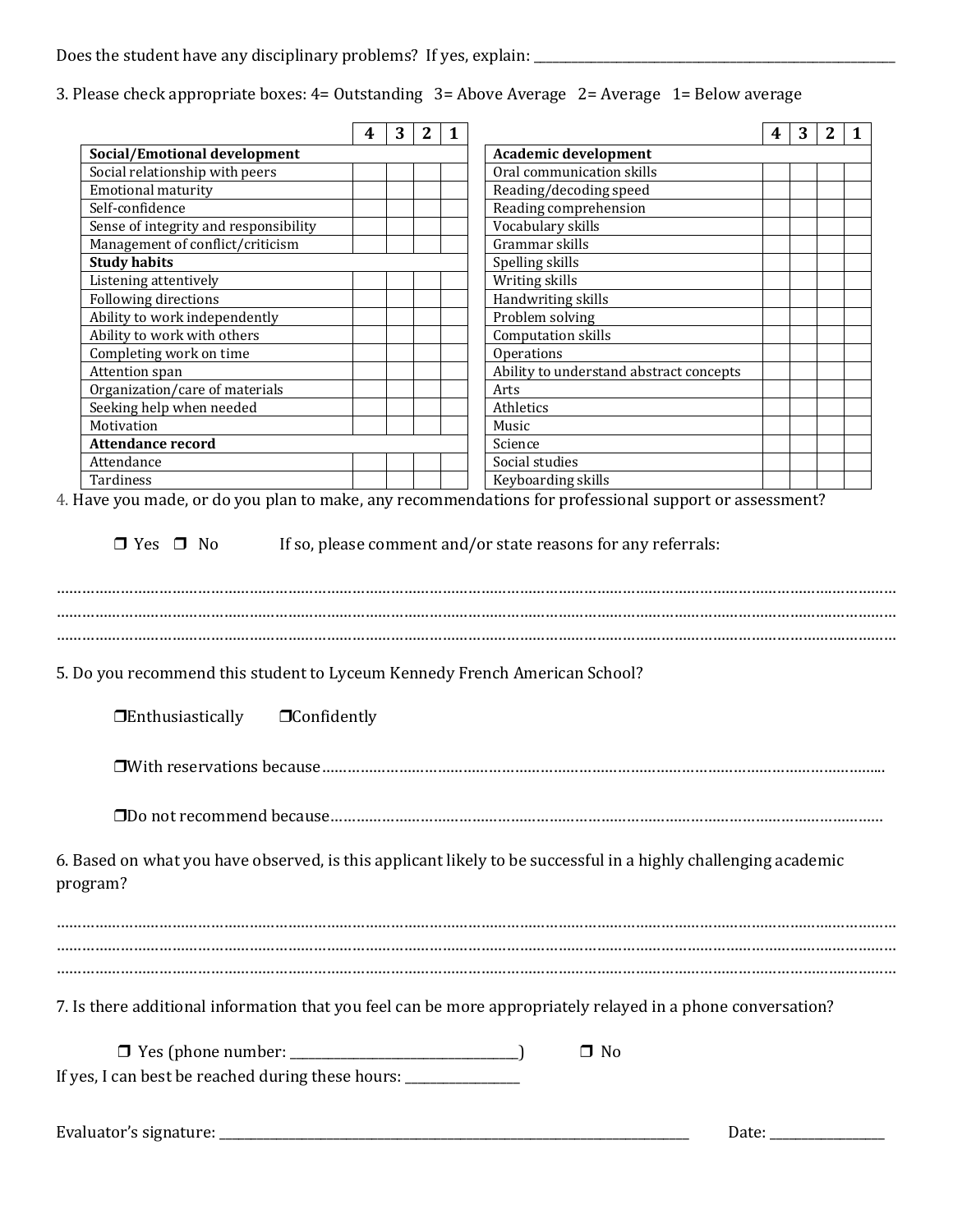Does the student have any disciplinary problems? If yes, explain: ____________________________________________

3. Please check appropriate boxes: 4= Outstanding 3= Above Average 2= Average 1= Below average

| | 4 | 3 | 2 | 1 |
|---|---|---|---|---|
| **Social/Emotional development** | | | | |
| Social relationship with peers | | | | |
| Emotional maturity | | | | |
| Self-confidence | | | | |
| Sense of integrity and responsibility | | | | |
| Management of conflict/criticism | | | | |
| **Study habits** | | | | |
| Listening attentively | | | | |
| Following directions | | | | |
| Ability to work independently | | | | |
| Ability to work with others | | | | |
| Completing work on time | | | | |
| Attention span | | | | |
| Organization/care of materials | | | | |
| Seeking help when needed | | | | |
| Motivation | | | | |
| **Attendance record** | | | | |
| Attendance | | | | |
| Tardiness | | | | |

| | 4 | 3 | 2 | 1 |
|---|---|---|---|---|
| **Academic development** | | | | |
| Oral communication skills | | | | |
| Reading/decoding speed | | | | |
| Reading comprehension | | | | |
| Vocabulary skills | | | | |
| Grammar skills | | | | |
| Spelling skills | | | | |
| Writing skills | | | | |
| Handwriting skills | | | | |
| Problem solving | | | | |
| Computation skills | | | | |
| Operations | | | | |
| Ability to understand abstract concepts | | | | |
| Arts | | | | |
| Athletics | | | | |
| Music | | | | |
| Science | | | | |
| Social studies | | | | |
| Keyboarding skills | | | | |

4. Have you made, or do you plan to make, any recommendations for professional support or assessment?

❒ Yes ❒ No If so, please comment and/or state reasons for any referrals:

…………………………………………………………………………………………………………………………
…………………………………………………………………………………………………………………………
…………………………………………………………………………………………………………………………

5. Do you recommend this student to Lyceum Kennedy French American School?

❒Enthusiastically ❒Confidently

❒With reservations because………………………………………………………………………………………

❒Do not recommend because……………………………………………………………………………………

6. Based on what you have observed, is this applicant likely to be successful in a highly challenging academic program?

…………………………………………………………………………………………………………………………
…………………………………………………………………………………………………………………………
…………………………………………………………………………………………………………………………

7. Is there additional information that you feel can be more appropriately relayed in a phone conversation?

❒ Yes (phone number: ______________________) ❒ No

If yes, I can best be reached during these hours: ____________

Evaluator's signature: ____________________________________________ Date: ____________